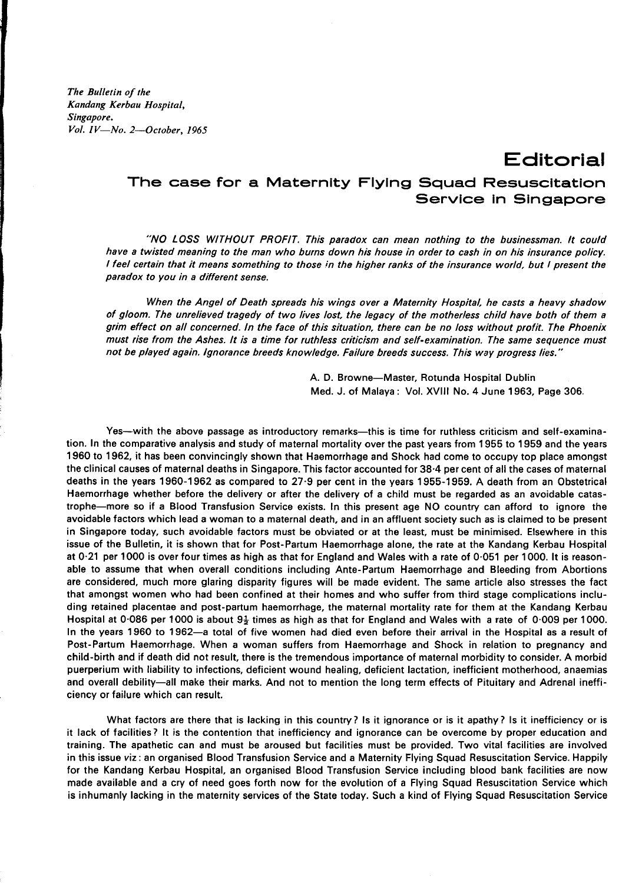*The Bulletin of the Kandang Kerbau Hospital, Singapore. Vol. IV—No. 2—October, 1965*

# Editorial

## The case for a Maternity Flying Squad Resuscitation Service in Singapore

*"NO LOSS WITHOUT PROFIT. This paradox can mean nothing to the businessman. It could have a twisted meaning to the man who burns down his house in order to cash in on his insurance policy. I feel certain that it means something to those in the higher ranks of the insurance world, but I present the paradox to you in a different sense.*

*When the Angel of Death spreads his wings over a Maternity Hospital, he casts a heavy shadow of gloom. The unrelieved tragedy of two lives lost, the legacy of the motherless child have both of them a grim effect on all concerned. In the face of this situation, there can be no loss without profit. The Phoenix must rise from the Ashes. It is a time for ruthless criticism and self-examination. The same sequence must not be played again. Ignorance breeds knowledge. Failure breeds success. This way progress lies."*

A. D. Browne—Master, Rotunda Hospital Dublin
Med. J. of Malaya: Vol. XVIII No. 4 June 1963, Page 306.

Yes—with the above passage as introductory remarks—this is time for ruthless criticism and self-examination. In the comparative analysis and study of maternal mortality over the past years from 1955 to 1959 and the years 1960 to 1962, it has been convincingly shown that Haemorrhage and Shock had come to occupy top place amongst the clinical causes of maternal deaths in Singapore. This factor accounted for 38·4 per cent of all the cases of maternal deaths in the years 1960-1962 as compared to 27·9 per cent in the years 1955-1959. A death from an Obstetrical Haemorrhage whether before the delivery or after the delivery of a child must be regarded as an avoidable catastrophe—more so if a Blood Transfusion Service exists. In this present age NO country can afford to ignore the avoidable factors which lead a woman to a maternal death, and in an affluent society such as is claimed to be present in Singapore today, such avoidable factors must be obviated or at the least, must be minimised. Elsewhere in this issue of the Bulletin, it is shown that for Post-Partum Haemorrhage alone, the rate at the Kandang Kerbau Hospital at 0·21 per 1000 is over four times as high as that for England and Wales with a rate of 0·051 per 1000. It is reasonable to assume that when overall conditions including Ante-Partum Haemorrhage and Bleeding from Abortions are considered, much more glaring disparity figures will be made evident. The same article also stresses the fact that amongst women who had been confined at their homes and who suffer from third stage complications including retained placentae and post-partum haemorrhage, the maternal mortality rate for them at the Kandang Kerbau Hospital at 0·086 per 1000 is about 9½ times as high as that for England and Wales with a rate of 0·009 per 1000. In the years 1960 to 1962—a total of five women had died even before their arrival in the Hospital as a result of Post-Partum Haemorrhage. When a woman suffers from Haemorrhage and Shock in relation to pregnancy and child-birth and if death did not result, there is the tremendous importance of maternal morbidity to consider. A morbid puerperium with liability to infections, deficient wound healing, deficient lactation, inefficient motherhood, anaemias and overall debility—all make their marks. And not to mention the long term effects of Pituitary and Adrenal inefficiency or failure which can result.

What factors are there that is lacking in this country? Is it ignorance or is it apathy? Is it inefficiency or is it lack of facilities? It is the contention that inefficiency and ignorance can be overcome by proper education and training. The apathetic can and must be aroused but facilities must be provided. Two vital facilities are involved in this issue *viz*: an organised Blood Transfusion Service and a Maternity Flying Squad Resuscitation Service. Happily for the Kandang Kerbau Hospital, an organised Blood Transfusion Service including blood bank facilities are now made available and a cry of need goes forth now for the evolution of a Flying Squad Resuscitation Service which is inhumanly lacking in the maternity services of the State today. Such a kind of Flying Squad Resuscitation Service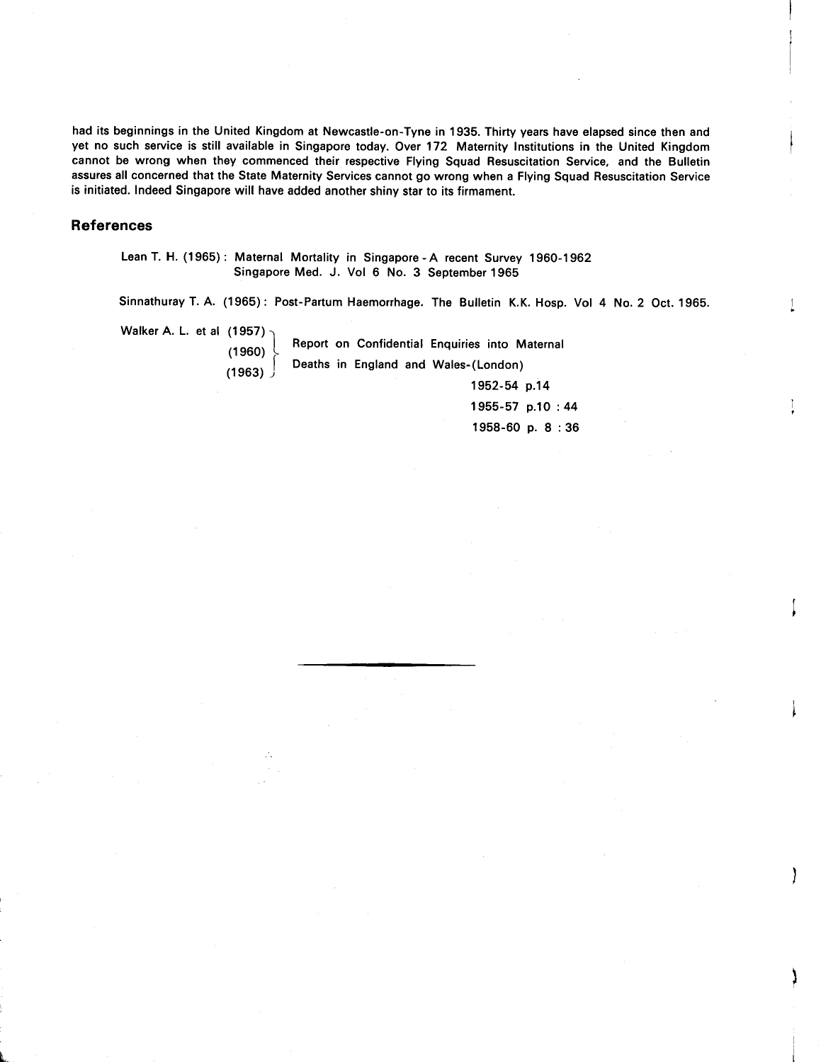had its beginnings in the United Kingdom at Newcastle-on-Tyne in 1935. Thirty years have elapsed since then and yet no such service is still available in Singapore today. Over 172 Maternity Institutions in the United Kingdom cannot be wrong when they commenced their respective Flying Squad Resuscitation Service, and the Bulletin assures all concerned that the State Maternity Services cannot go wrong when a Flying Squad Resuscitation Service is initiated. Indeed Singapore will have added another shiny star to its firmament.

## References

Lean T. H. (1965): Maternal Mortality in Singapore - A recent Survey 1960-1962 Singapore Med. J. Vol 6 No. 3 September 1965

Sinnathuray T. A. (1965): Post-Partum Haemorrhage. The Bulletin K.K. Hosp. Vol 4 No. 2 Oct. 1965.

Walker A. L. et al (1957), (1960), (1963): Report on Confidential Enquiries into Maternal Deaths in England and Wales-(London)

1952-54 p.14

1955-57 p.10 : 44

1958-60 p. 8 : 36